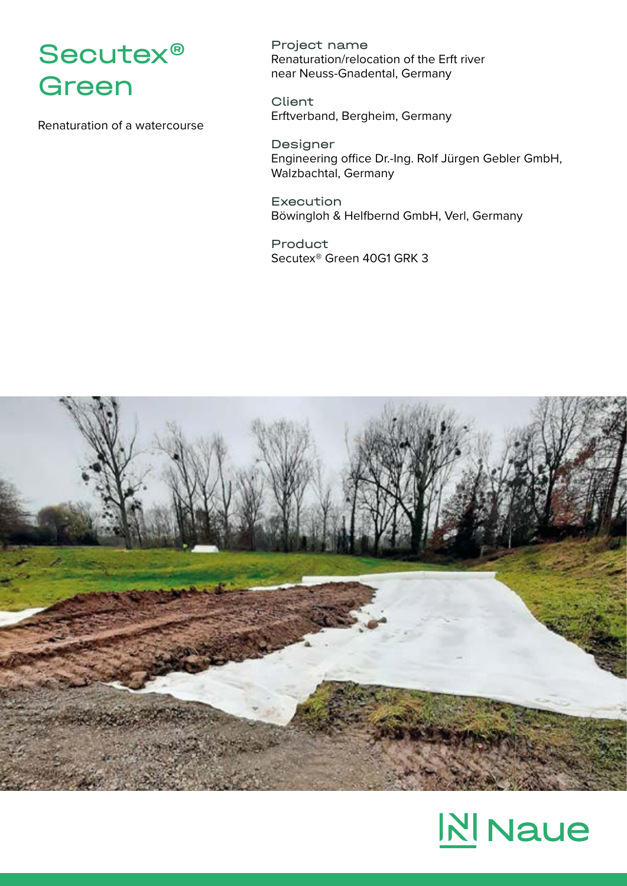# Secutex® Green

Renaturation of a watercourse

**Project name**
Renaturation/relocation of the Erft river near Neuss-Gnadental, Germany

**Client**
Erftverband, Bergheim, Germany

**Designer**
Engineering office Dr.-Ing. Rolf Jürgen Gebler GmbH, Walzbachtal, Germany

**Execution**
Böwingloh & Helfbernd GmbH, Verl, Germany

**Product**
Secutex® Green 40G1 GRK 3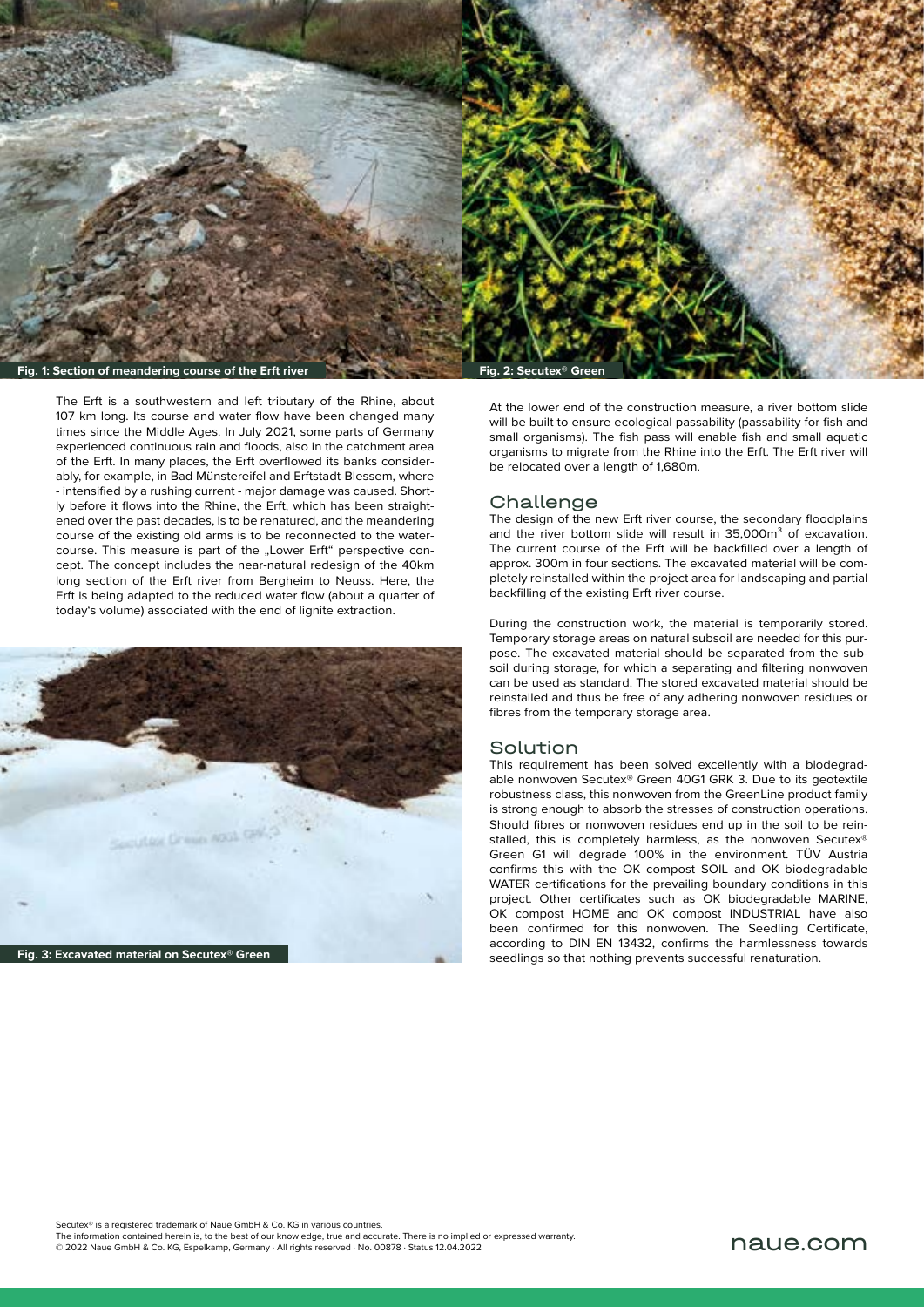Fig. 1: Section of meandering course of the Erft river

Fig. 2: Secutex® Green

The Erft is a southwestern and left tributary of the Rhine, about 107 km long. Its course and water flow have been changed many times since the Middle Ages. In July 2021, some parts of Germany experienced continuous rain and floods, also in the catchment area of the Erft. In many places, the Erft overflowed its banks considerably, for example, in Bad Münstereifel and Erftstadt-Blessem, where - intensified by a rushing current - major damage was caused. Shortly before it flows into the Rhine, the Erft, which has been straightened over the past decades, is to be renatured, and the meandering course of the existing old arms is to be reconnected to the watercourse. This measure is part of the „Lower Erft" perspective concept. The concept includes the near-natural redesign of the 40km long section of the Erft river from Bergheim to Neuss. Here, the Erft is being adapted to the reduced water flow (about a quarter of today's volume) associated with the end of lignite extraction.

Fig. 3: Excavated material on Secutex® Green

At the lower end of the construction measure, a river bottom slide will be built to ensure ecological passability (passability for fish and small organisms). The fish pass will enable fish and small aquatic organisms to migrate from the Rhine into the Erft. The Erft river will be relocated over a length of 1,680m.

## Challenge

The design of the new Erft river course, the secondary floodplains and the river bottom slide will result in 35,000m$^3$ of excavation. The current course of the Erft will be backfilled over a length of approx. 300m in four sections. The excavated material will be completely reinstalled within the project area for landscaping and partial backfilling of the existing Erft river course.

During the construction work, the material is temporarily stored. Temporary storage areas on natural subsoil are needed for this purpose. The excavated material should be separated from the subsoil during storage, for which a separating and filtering nonwoven can be used as standard. The stored excavated material should be reinstalled and thus be free of any adhering nonwoven residues or fibres from the temporary storage area.

## Solution

This requirement has been solved excellently with a biodegradable nonwoven Secutex® Green 40G1 GRK 3. Due to its geotextile robustness class, this nonwoven from the GreenLine product family is strong enough to absorb the stresses of construction operations. Should fibres or nonwoven residues end up in the soil to be reinstalled, this is completely harmless, as the nonwoven Secutex® Green G1 will degrade 100% in the environment. TÜV Austria confirms this with the OK compost SOIL and OK biodegradable WATER certifications for the prevailing boundary conditions in this project. Other certificates such as OK biodegradable MARINE, OK compost HOME and OK compost INDUSTRIAL have also been confirmed for this nonwoven. The Seedling Certificate, according to DIN EN 13432, confirms the harmlessness towards seedlings so that nothing prevents successful renaturation.

Secutex® is a registered trademark of Naue GmbH & Co. KG in various countries.
The information contained herein is, to the best of our knowledge, true and accurate. There is no implied or expressed warranty.
© 2022 Naue GmbH & Co. KG, Espelkamp, Germany · All rights reserved · No. 00878 · Status 12.04.2022

naue.com